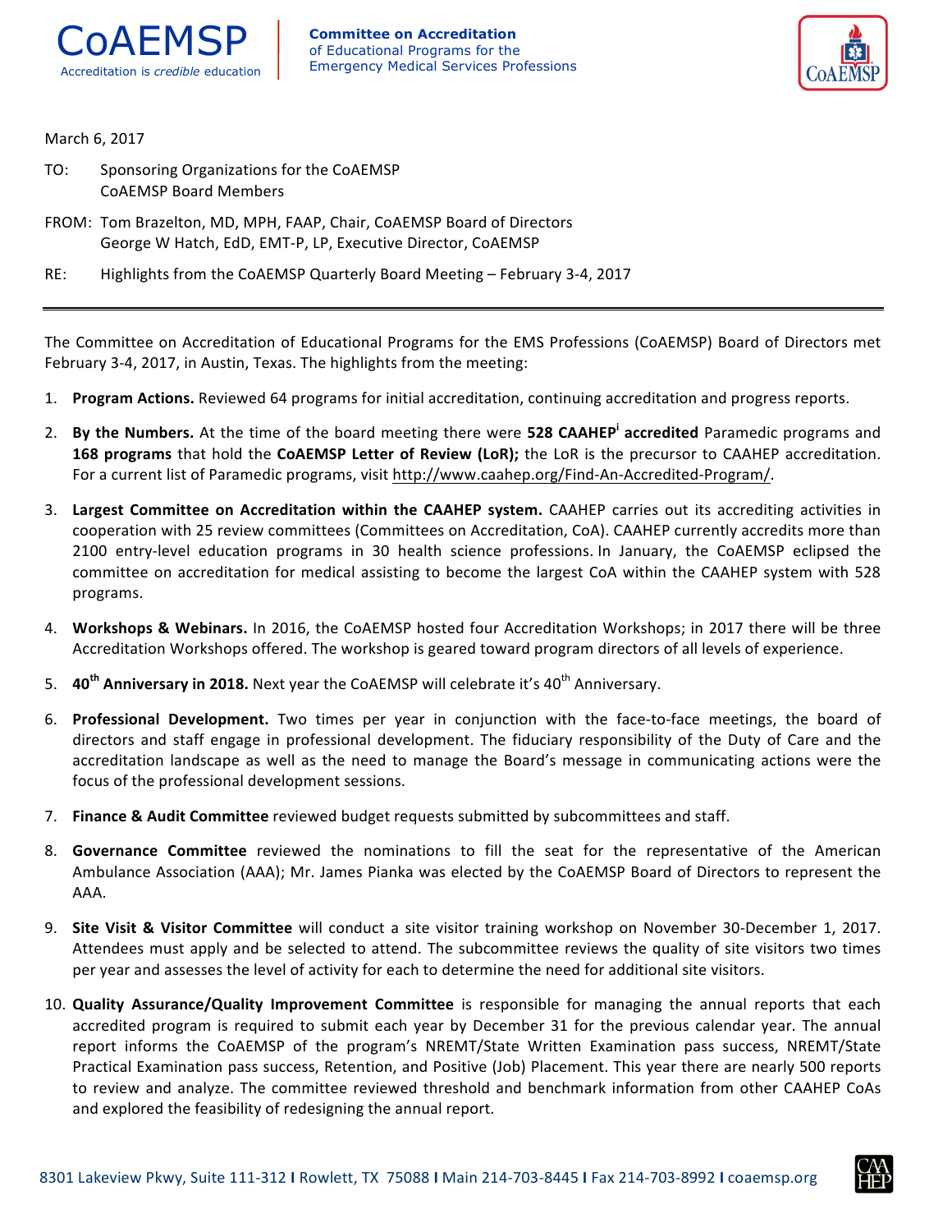**CoAEMSP**
Accreditation is *credible* education

**Committee on Accreditation**
of Educational Programs for the
Emergency Medical Services Professions

March 6, 2017

TO: Sponsoring Organizations for the CoAEMSP
CoAEMSP Board Members

FROM: Tom Brazelton, MD, MPH, FAAP, Chair, CoAEMSP Board of Directors
George W Hatch, EdD, EMT-P, LP, Executive Director, CoAEMSP

RE: Highlights from the CoAEMSP Quarterly Board Meeting – February 3-4, 2017

---

The Committee on Accreditation of Educational Programs for the EMS Professions (CoAEMSP) Board of Directors met February 3-4, 2017, in Austin, Texas. The highlights from the meeting:

1. **Program Actions.** Reviewed 64 programs for initial accreditation, continuing accreditation and progress reports.
2. **By the Numbers.** At the time of the board meeting there were **528 CAAHEP[i] accredited** Paramedic programs and **168 programs** that hold the **CoAEMSP Letter of Review (LoR);** the LoR is the precursor to CAAHEP accreditation. For a current list of Paramedic programs, visit http://www.caahep.org/Find-An-Accredited-Program/.
3. **Largest Committee on Accreditation within the CAAHEP system.** CAAHEP carries out its accrediting activities in cooperation with 25 review committees (Committees on Accreditation, CoA). CAAHEP currently accredits more than 2100 entry-level education programs in 30 health science professions. In January, the CoAEMSP eclipsed the committee on accreditation for medical assisting to become the largest CoA within the CAAHEP system with 528 programs.
4. **Workshops & Webinars.** In 2016, the CoAEMSP hosted four Accreditation Workshops; in 2017 there will be three Accreditation Workshops offered. The workshop is geared toward program directors of all levels of experience.
5. **40th Anniversary in 2018.** Next year the CoAEMSP will celebrate it's 40th Anniversary.
6. **Professional Development.** Two times per year in conjunction with the face-to-face meetings, the board of directors and staff engage in professional development. The fiduciary responsibility of the Duty of Care and the accreditation landscape as well as the need to manage the Board's message in communicating actions were the focus of the professional development sessions.
7. **Finance & Audit Committee** reviewed budget requests submitted by subcommittees and staff.
8. **Governance Committee** reviewed the nominations to fill the seat for the representative of the American Ambulance Association (AAA); Mr. James Pianka was elected by the CoAEMSP Board of Directors to represent the AAA.
9. **Site Visit & Visitor Committee** will conduct a site visitor training workshop on November 30-December 1, 2017. Attendees must apply and be selected to attend. The subcommittee reviews the quality of site visitors two times per year and assesses the level of activity for each to determine the need for additional site visitors.
10. **Quality Assurance/Quality Improvement Committee** is responsible for managing the annual reports that each accredited program is required to submit each year by December 31 for the previous calendar year. The annual report informs the CoAEMSP of the program's NREMT/State Written Examination pass success, NREMT/State Practical Examination pass success, Retention, and Positive (Job) Placement. This year there are nearly 500 reports to review and analyze. The committee reviewed threshold and benchmark information from other CAAHEP CoAs and explored the feasibility of redesigning the annual report.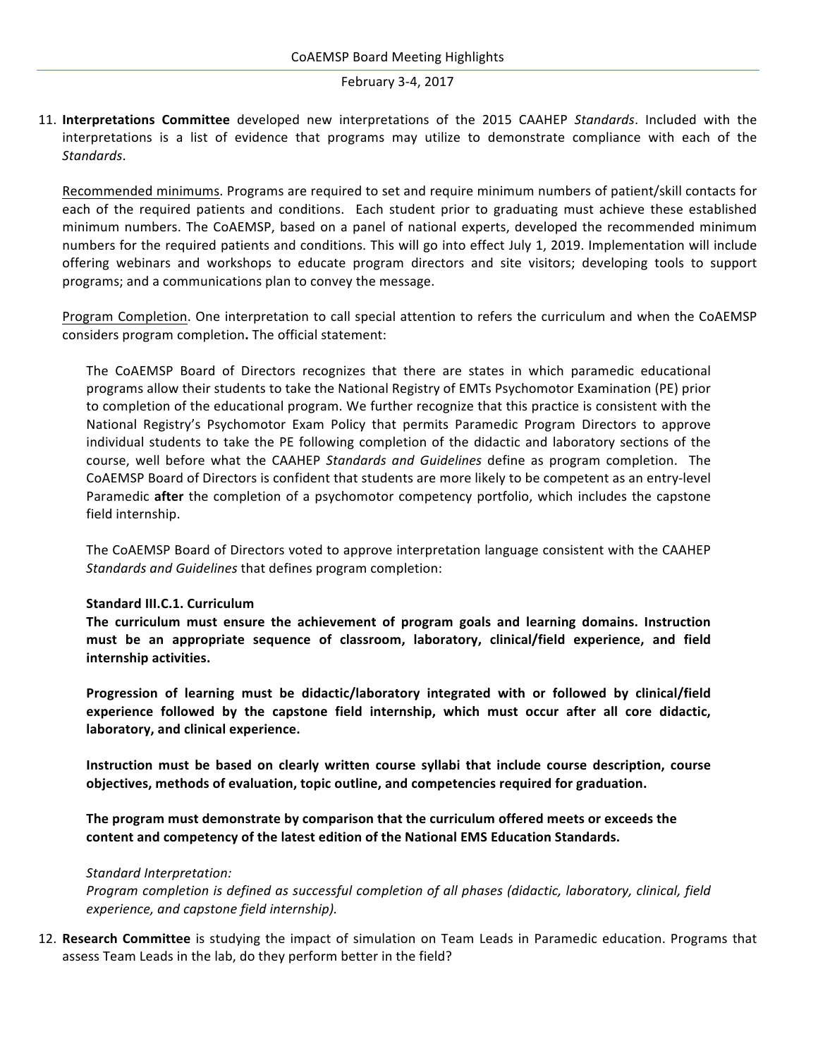11. **Interpretations Committee** developed new interpretations of the 2015 CAAHEP *Standards*. Included with the interpretations is a list of evidence that programs may utilize to demonstrate compliance with each of the *Standards*.

    Recommended minimums. Programs are required to set and require minimum numbers of patient/skill contacts for each of the required patients and conditions. Each student prior to graduating must achieve these established minimum numbers. The CoAEMSP, based on a panel of national experts, developed the recommended minimum numbers for the required patients and conditions. This will go into effect July 1, 2019. Implementation will include offering webinars and workshops to educate program directors and site visitors; developing tools to support programs; and a communications plan to convey the message.

    Program Completion. One interpretation to call special attention to refers the curriculum and when the CoAEMSP considers program completion**.** The official statement:

    > The CoAEMSP Board of Directors recognizes that there are states in which paramedic educational programs allow their students to take the National Registry of EMTs Psychomotor Examination (PE) prior to completion of the educational program. We further recognize that this practice is consistent with the National Registry's Psychomotor Exam Policy that permits Paramedic Program Directors to approve individual students to take the PE following completion of the didactic and laboratory sections of the course, well before what the CAAHEP *Standards and Guidelines* define as program completion. The CoAEMSP Board of Directors is confident that students are more likely to be competent as an entry-level Paramedic **after** the completion of a psychomotor competency portfolio, which includes the capstone field internship.
    >
    > The CoAEMSP Board of Directors voted to approve interpretation language consistent with the CAAHEP *Standards and Guidelines* that defines program completion:
    >
    > **Standard III.C.1. Curriculum**
    > **The curriculum must ensure the achievement of program goals and learning domains. Instruction must be an appropriate sequence of classroom, laboratory, clinical/field experience, and field internship activities.**
    >
    > **Progression of learning must be didactic/laboratory integrated with or followed by clinical/field experience followed by the capstone field internship, which must occur after all core didactic, laboratory, and clinical experience.**
    >
    > **Instruction must be based on clearly written course syllabi that include course description, course objectives, methods of evaluation, topic outline, and competencies required for graduation.**
    >
    > **The program must demonstrate by comparison that the curriculum offered meets or exceeds the content and competency of the latest edition of the National EMS Education Standards.**
    >
    > *Standard Interpretation:*
    > *Program completion is defined as successful completion of all phases (didactic, laboratory, clinical, field experience, and capstone field internship).*

12. **Research Committee** is studying the impact of simulation on Team Leads in Paramedic education. Programs that assess Team Leads in the lab, do they perform better in the field?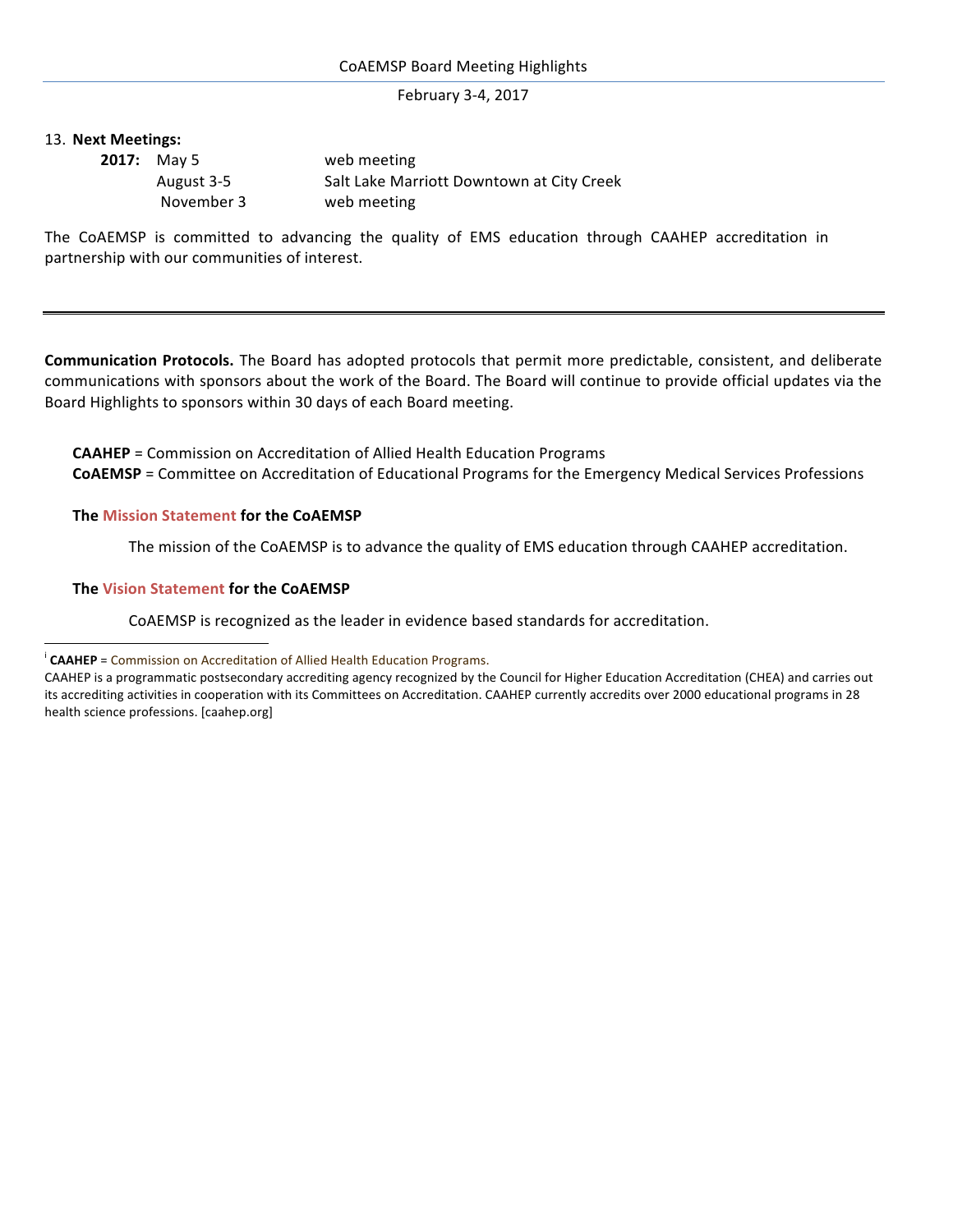13. **Next Meetings:**

| | | |
|---|---|---|
| **2017:** | May 5 | web meeting |
| | August 3-5 | Salt Lake Marriott Downtown at City Creek |
| | November 3 | web meeting |

The CoAEMSP is committed to advancing the quality of EMS education through CAAHEP accreditation in partnership with our communities of interest.

---

**Communication Protocols.** The Board has adopted protocols that permit more predictable, consistent, and deliberate communications with sponsors about the work of the Board. The Board will continue to provide official updates via the Board Highlights to sponsors within 30 days of each Board meeting.

**CAAHEP** = Commission on Accreditation of Allied Health Education Programs
**CoAEMSP** = Committee on Accreditation of Educational Programs for the Emergency Medical Services Professions

**The Mission Statement for the CoAEMSP**

The mission of the CoAEMSP is to advance the quality of EMS education through CAAHEP accreditation.

**The Vision Statement for the CoAEMSP**

CoAEMSP is recognized as the leader in evidence based standards for accreditation.

---

[i] **CAAHEP** = Commission on Accreditation of Allied Health Education Programs.
CAAHEP is a programmatic postsecondary accrediting agency recognized by the Council for Higher Education Accreditation (CHEA) and carries out its accrediting activities in cooperation with its Committees on Accreditation. CAAHEP currently accredits over 2000 educational programs in 28 health science professions. [caahep.org]